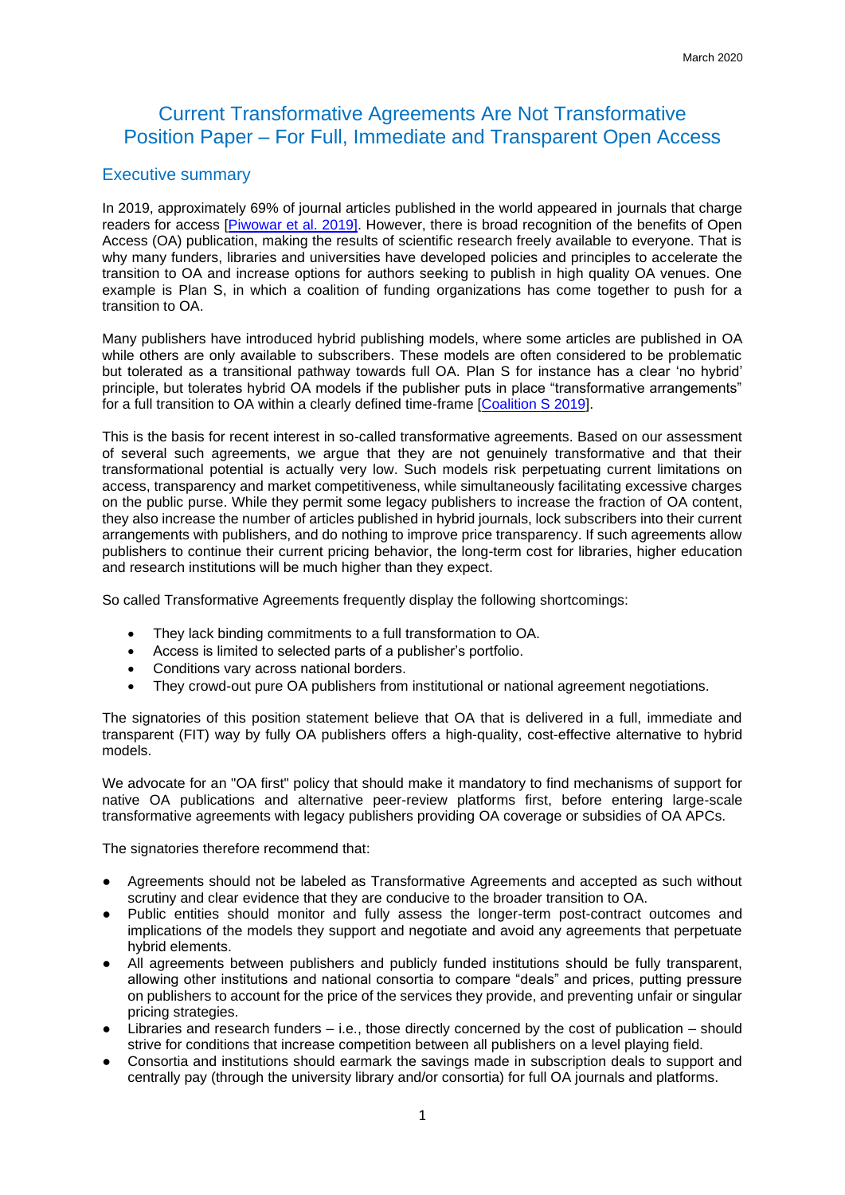March 2020

# Current Transformative Agreements Are Not Transformative
# Position Paper – For Full, Immediate and Transparent Open Access

## Executive summary

In 2019, approximately 69% of journal articles published in the world appeared in journals that charge readers for access [Piwowar et al. 2019]. However, there is broad recognition of the benefits of Open Access (OA) publication, making the results of scientific research freely available to everyone. That is why many funders, libraries and universities have developed policies and principles to accelerate the transition to OA and increase options for authors seeking to publish in high quality OA venues. One example is Plan S, in which a coalition of funding organizations has come together to push for a transition to OA.

Many publishers have introduced hybrid publishing models, where some articles are published in OA while others are only available to subscribers. These models are often considered to be problematic but tolerated as a transitional pathway towards full OA. Plan S for instance has a clear 'no hybrid' principle, but tolerates hybrid OA models if the publisher puts in place "transformative arrangements" for a full transition to OA within a clearly defined time-frame [Coalition S 2019].

This is the basis for recent interest in so-called transformative agreements. Based on our assessment of several such agreements, we argue that they are not genuinely transformative and that their transformational potential is actually very low. Such models risk perpetuating current limitations on access, transparency and market competitiveness, while simultaneously facilitating excessive charges on the public purse. While they permit some legacy publishers to increase the fraction of OA content, they also increase the number of articles published in hybrid journals, lock subscribers into their current arrangements with publishers, and do nothing to improve price transparency. If such agreements allow publishers to continue their current pricing behavior, the long-term cost for libraries, higher education and research institutions will be much higher than they expect.

So called Transformative Agreements frequently display the following shortcomings:

- They lack binding commitments to a full transformation to OA.
- Access is limited to selected parts of a publisher's portfolio.
- Conditions vary across national borders.
- They crowd-out pure OA publishers from institutional or national agreement negotiations.

The signatories of this position statement believe that OA that is delivered in a full, immediate and transparent (FIT) way by fully OA publishers offers a high-quality, cost-effective alternative to hybrid models.

We advocate for an "OA first" policy that should make it mandatory to find mechanisms of support for native OA publications and alternative peer-review platforms first, before entering large-scale transformative agreements with legacy publishers providing OA coverage or subsidies of OA APCs.

The signatories therefore recommend that:

- Agreements should not be labeled as Transformative Agreements and accepted as such without scrutiny and clear evidence that they are conducive to the broader transition to OA.
- Public entities should monitor and fully assess the longer-term post-contract outcomes and implications of the models they support and negotiate and avoid any agreements that perpetuate hybrid elements.
- All agreements between publishers and publicly funded institutions should be fully transparent, allowing other institutions and national consortia to compare "deals" and prices, putting pressure on publishers to account for the price of the services they provide, and preventing unfair or singular pricing strategies.
- Libraries and research funders – i.e., those directly concerned by the cost of publication – should strive for conditions that increase competition between all publishers on a level playing field.
- Consortia and institutions should earmark the savings made in subscription deals to support and centrally pay (through the university library and/or consortia) for full OA journals and platforms.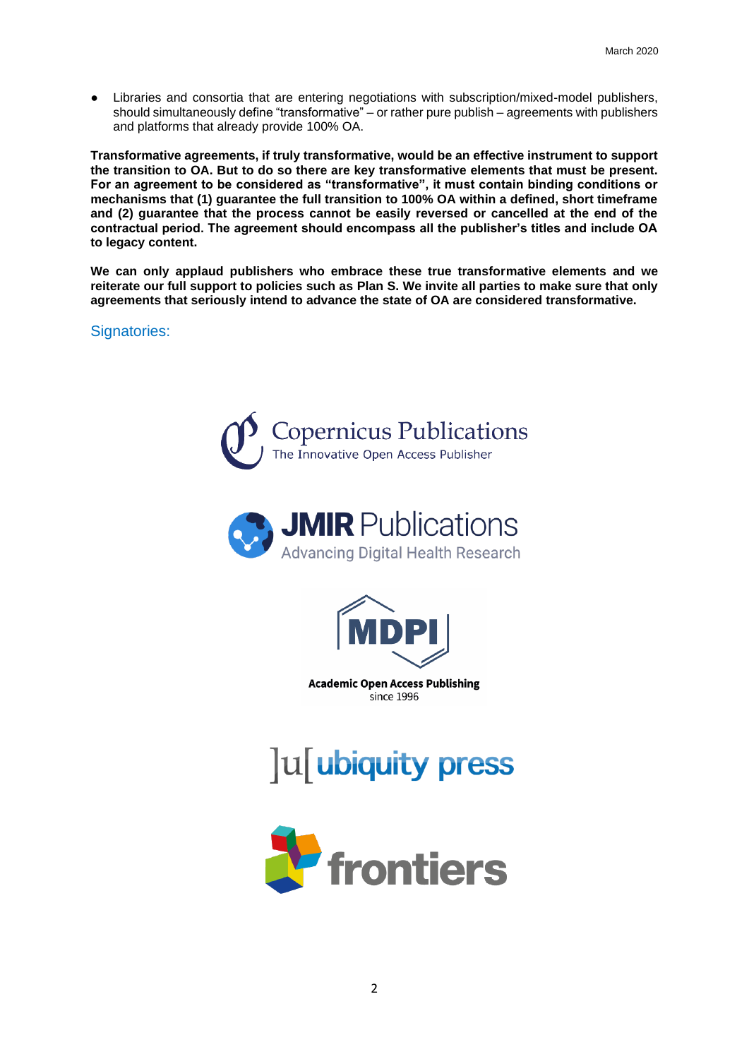- Libraries and consortia that are entering negotiations with subscription/mixed-model publishers, should simultaneously define "transformative" – or rather pure publish – agreements with publishers and platforms that already provide 100% OA.

**Transformative agreements, if truly transformative, would be an effective instrument to support the transition to OA. But to do so there are key transformative elements that must be present. For an agreement to be considered as "transformative", it must contain binding conditions or mechanisms that (1) guarantee the full transition to 100% OA within a defined, short timeframe and (2) guarantee that the process cannot be easily reversed or cancelled at the end of the contractual period. The agreement should encompass all the publisher's titles and include OA to legacy content.**

**We can only applaud publishers who embrace these true transformative elements and we reiterate our full support to policies such as Plan S. We invite all parties to make sure that only agreements that seriously intend to advance the state of OA are considered transformative.**

## Signatories:

Copernicus Publications
The Innovative Open Access Publisher

JMIR Publications
Advancing Digital Health Research

MDPI
Academic Open Access Publishing
since 1996

]u[ ubiquity press

frontiers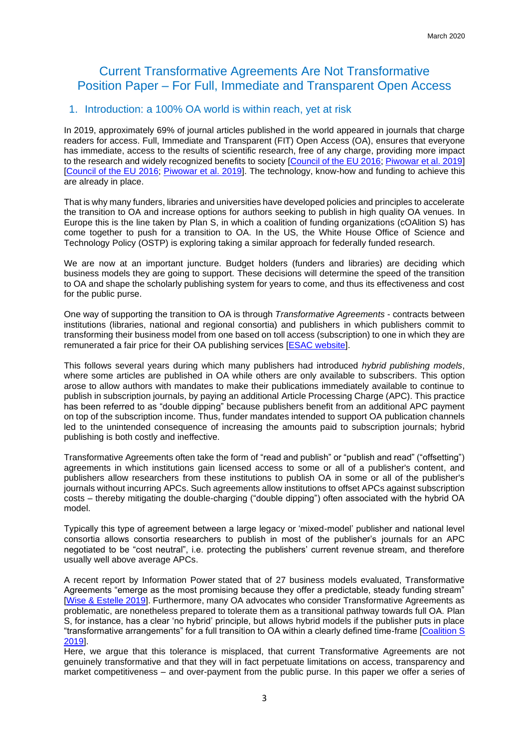# Current Transformative Agreements Are Not Transformative
# Position Paper – For Full, Immediate and Transparent Open Access

## 1. Introduction: a 100% OA world is within reach, yet at risk

In 2019, approximately 69% of journal articles published in the world appeared in journals that charge readers for access. Full, Immediate and Transparent (FIT) Open Access (OA), ensures that everyone has immediate, access to the results of scientific research, free of any charge, providing more impact to the research and widely recognized benefits to society [Council of the EU 2016; Piwowar et al. 2019] [Council of the EU 2016; Piwowar et al. 2019]. The technology, know-how and funding to achieve this are already in place.

That is why many funders, libraries and universities have developed policies and principles to accelerate the transition to OA and increase options for authors seeking to publish in high quality OA venues. In Europe this is the line taken by Plan S, in which a coalition of funding organizations (cOAlition S) has come together to push for a transition to OA. In the US, the White House Office of Science and Technology Policy (OSTP) is exploring taking a similar approach for federally funded research.

We are now at an important juncture. Budget holders (funders and libraries) are deciding which business models they are going to support. These decisions will determine the speed of the transition to OA and shape the scholarly publishing system for years to come, and thus its effectiveness and cost for the public purse.

One way of supporting the transition to OA is through *Transformative Agreements* - contracts between institutions (libraries, national and regional consortia) and publishers in which publishers commit to transforming their business model from one based on toll access (subscription) to one in which they are remunerated a fair price for their OA publishing services [ESAC website].

This follows several years during which many publishers had introduced *hybrid publishing models*, where some articles are published in OA while others are only available to subscribers. This option arose to allow authors with mandates to make their publications immediately available to continue to publish in subscription journals, by paying an additional Article Processing Charge (APC). This practice has been referred to as "double dipping" because publishers benefit from an additional APC payment on top of the subscription income. Thus, funder mandates intended to support OA publication channels led to the unintended consequence of increasing the amounts paid to subscription journals; hybrid publishing is both costly and ineffective.

Transformative Agreements often take the form of "read and publish" or "publish and read" ("offsetting") agreements in which institutions gain licensed access to some or all of a publisher's content, and publishers allow researchers from these institutions to publish OA in some or all of the publisher's journals without incurring APCs. Such agreements allow institutions to offset APCs against subscription costs – thereby mitigating the double-charging ("double dipping") often associated with the hybrid OA model.

Typically this type of agreement between a large legacy or 'mixed-model' publisher and national level consortia allows consortia researchers to publish in most of the publisher's journals for an APC negotiated to be "cost neutral", i.e. protecting the publishers' current revenue stream, and therefore usually well above average APCs.

A recent report by Information Power stated that of 27 business models evaluated, Transformative Agreements "emerge as the most promising because they offer a predictable, steady funding stream" [Wise & Estelle 2019]. Furthermore, many OA advocates who consider Transformative Agreements as problematic, are nonetheless prepared to tolerate them as a transitional pathway towards full OA. Plan S, for instance, has a clear 'no hybrid' principle, but allows hybrid models if the publisher puts in place "transformative arrangements" for a full transition to OA within a clearly defined time-frame [Coalition S 2019].

Here, we argue that this tolerance is misplaced, that current Transformative Agreements are not genuinely transformative and that they will in fact perpetuate limitations on access, transparency and market competitiveness – and over-payment from the public purse. In this paper we offer a series of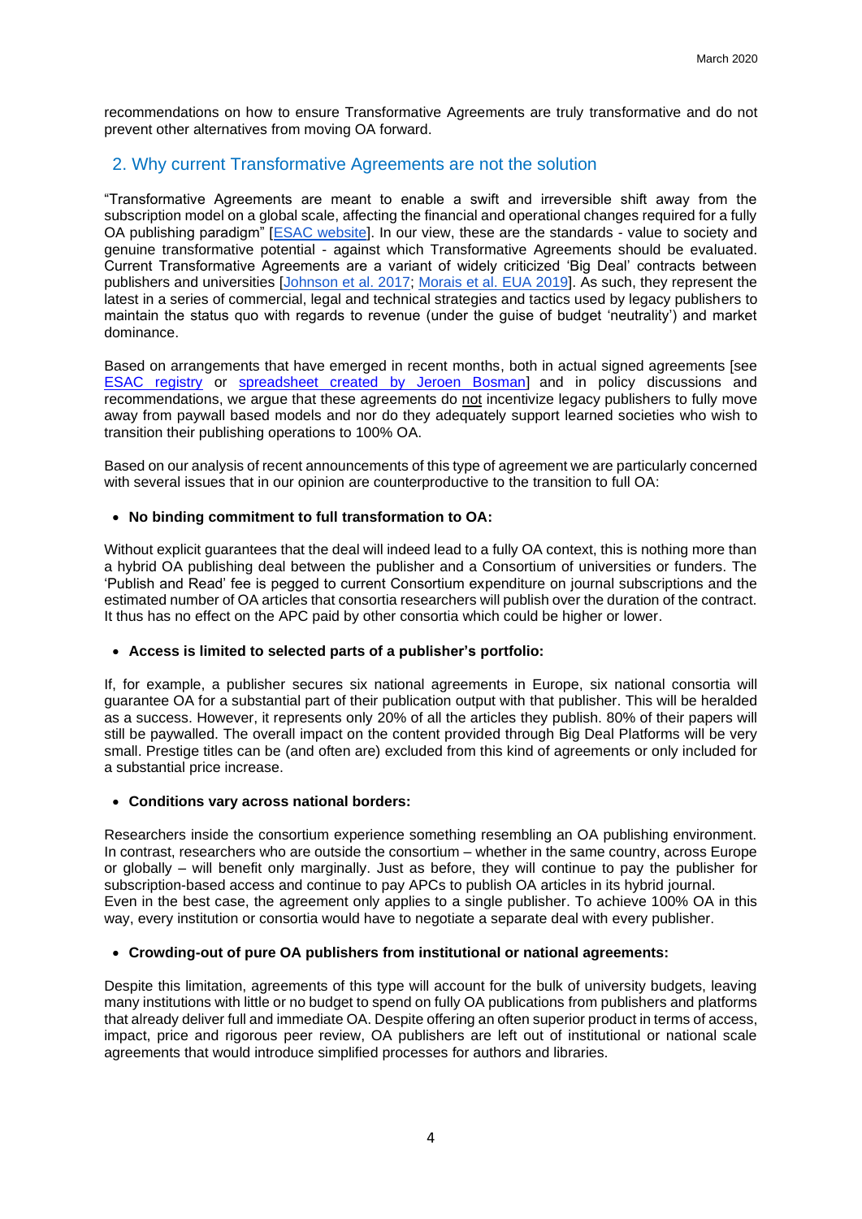recommendations on how to ensure Transformative Agreements are truly transformative and do not prevent other alternatives from moving OA forward.

## 2. Why current Transformative Agreements are not the solution

"Transformative Agreements are meant to enable a swift and irreversible shift away from the subscription model on a global scale, affecting the financial and operational changes required for a fully OA publishing paradigm" [ESAC website]. In our view, these are the standards - value to society and genuine transformative potential - against which Transformative Agreements should be evaluated. Current Transformative Agreements are a variant of widely criticized 'Big Deal' contracts between publishers and universities [Johnson et al. 2017; Morais et al. EUA 2019]. As such, they represent the latest in a series of commercial, legal and technical strategies and tactics used by legacy publishers to maintain the status quo with regards to revenue (under the guise of budget 'neutrality') and market dominance.

Based on arrangements that have emerged in recent months, both in actual signed agreements [see ESAC registry or spreadsheet created by Jeroen Bosman] and in policy discussions and recommendations, we argue that these agreements do not incentivize legacy publishers to fully move away from paywall based models and nor do they adequately support learned societies who wish to transition their publishing operations to 100% OA.

Based on our analysis of recent announcements of this type of agreement we are particularly concerned with several issues that in our opinion are counterproductive to the transition to full OA:

- **No binding commitment to full transformation to OA:**

Without explicit guarantees that the deal will indeed lead to a fully OA context, this is nothing more than a hybrid OA publishing deal between the publisher and a Consortium of universities or funders. The 'Publish and Read' fee is pegged to current Consortium expenditure on journal subscriptions and the estimated number of OA articles that consortia researchers will publish over the duration of the contract. It thus has no effect on the APC paid by other consortia which could be higher or lower.

- **Access is limited to selected parts of a publisher's portfolio:**

If, for example, a publisher secures six national agreements in Europe, six national consortia will guarantee OA for a substantial part of their publication output with that publisher. This will be heralded as a success. However, it represents only 20% of all the articles they publish. 80% of their papers will still be paywalled. The overall impact on the content provided through Big Deal Platforms will be very small. Prestige titles can be (and often are) excluded from this kind of agreements or only included for a substantial price increase.

- **Conditions vary across national borders:**

Researchers inside the consortium experience something resembling an OA publishing environment. In contrast, researchers who are outside the consortium – whether in the same country, across Europe or globally – will benefit only marginally. Just as before, they will continue to pay the publisher for subscription-based access and continue to pay APCs to publish OA articles in its hybrid journal. Even in the best case, the agreement only applies to a single publisher. To achieve 100% OA in this way, every institution or consortia would have to negotiate a separate deal with every publisher.

- **Crowding-out of pure OA publishers from institutional or national agreements:**

Despite this limitation, agreements of this type will account for the bulk of university budgets, leaving many institutions with little or no budget to spend on fully OA publications from publishers and platforms that already deliver full and immediate OA. Despite offering an often superior product in terms of access, impact, price and rigorous peer review, OA publishers are left out of institutional or national scale agreements that would introduce simplified processes for authors and libraries.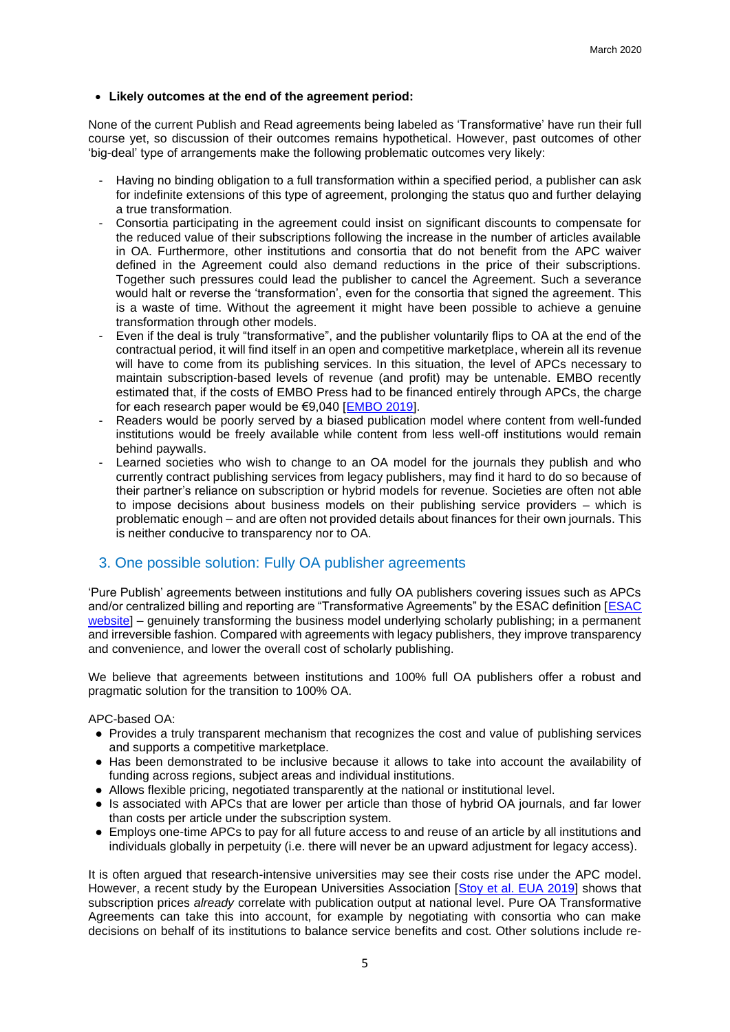- **Likely outcomes at the end of the agreement period:**

None of the current Publish and Read agreements being labeled as 'Transformative' have run their full course yet, so discussion of their outcomes remains hypothetical. However, past outcomes of other 'big-deal' type of arrangements make the following problematic outcomes very likely:

- Having no binding obligation to a full transformation within a specified period, a publisher can ask for indefinite extensions of this type of agreement, prolonging the status quo and further delaying a true transformation.
- Consortia participating in the agreement could insist on significant discounts to compensate for the reduced value of their subscriptions following the increase in the number of articles available in OA. Furthermore, other institutions and consortia that do not benefit from the APC waiver defined in the Agreement could also demand reductions in the price of their subscriptions. Together such pressures could lead the publisher to cancel the Agreement. Such a severance would halt or reverse the 'transformation', even for the consortia that signed the agreement. This is a waste of time. Without the agreement it might have been possible to achieve a genuine transformation through other models.
- Even if the deal is truly "transformative", and the publisher voluntarily flips to OA at the end of the contractual period, it will find itself in an open and competitive marketplace, wherein all its revenue will have to come from its publishing services. In this situation, the level of APCs necessary to maintain subscription-based levels of revenue (and profit) may be untenable. EMBO recently estimated that, if the costs of EMBO Press had to be financed entirely through APCs, the charge for each research paper would be €9,040 [EMBO 2019].
- Readers would be poorly served by a biased publication model where content from well-funded institutions would be freely available while content from less well-off institutions would remain behind paywalls.
- Learned societies who wish to change to an OA model for the journals they publish and who currently contract publishing services from legacy publishers, may find it hard to do so because of their partner's reliance on subscription or hybrid models for revenue. Societies are often not able to impose decisions about business models on their publishing service providers – which is problematic enough – and are often not provided details about finances for their own journals. This is neither conducive to transparency nor to OA.

## 3. One possible solution: Fully OA publisher agreements

'Pure Publish' agreements between institutions and fully OA publishers covering issues such as APCs and/or centralized billing and reporting are "Transformative Agreements" by the ESAC definition [ESAC website] – genuinely transforming the business model underlying scholarly publishing; in a permanent and irreversible fashion. Compared with agreements with legacy publishers, they improve transparency and convenience, and lower the overall cost of scholarly publishing.

We believe that agreements between institutions and 100% full OA publishers offer a robust and pragmatic solution for the transition to 100% OA.

APC-based OA:

- Provides a truly transparent mechanism that recognizes the cost and value of publishing services and supports a competitive marketplace.
- Has been demonstrated to be inclusive because it allows to take into account the availability of funding across regions, subject areas and individual institutions.
- Allows flexible pricing, negotiated transparently at the national or institutional level.
- Is associated with APCs that are lower per article than those of hybrid OA journals, and far lower than costs per article under the subscription system.
- Employs one-time APCs to pay for all future access to and reuse of an article by all institutions and individuals globally in perpetuity (i.e. there will never be an upward adjustment for legacy access).

It is often argued that research-intensive universities may see their costs rise under the APC model. However, a recent study by the European Universities Association [Stoy et al. EUA 2019] shows that subscription prices *already* correlate with publication output at national level. Pure OA Transformative Agreements can take this into account, for example by negotiating with consortia who can make decisions on behalf of its institutions to balance service benefits and cost. Other solutions include re-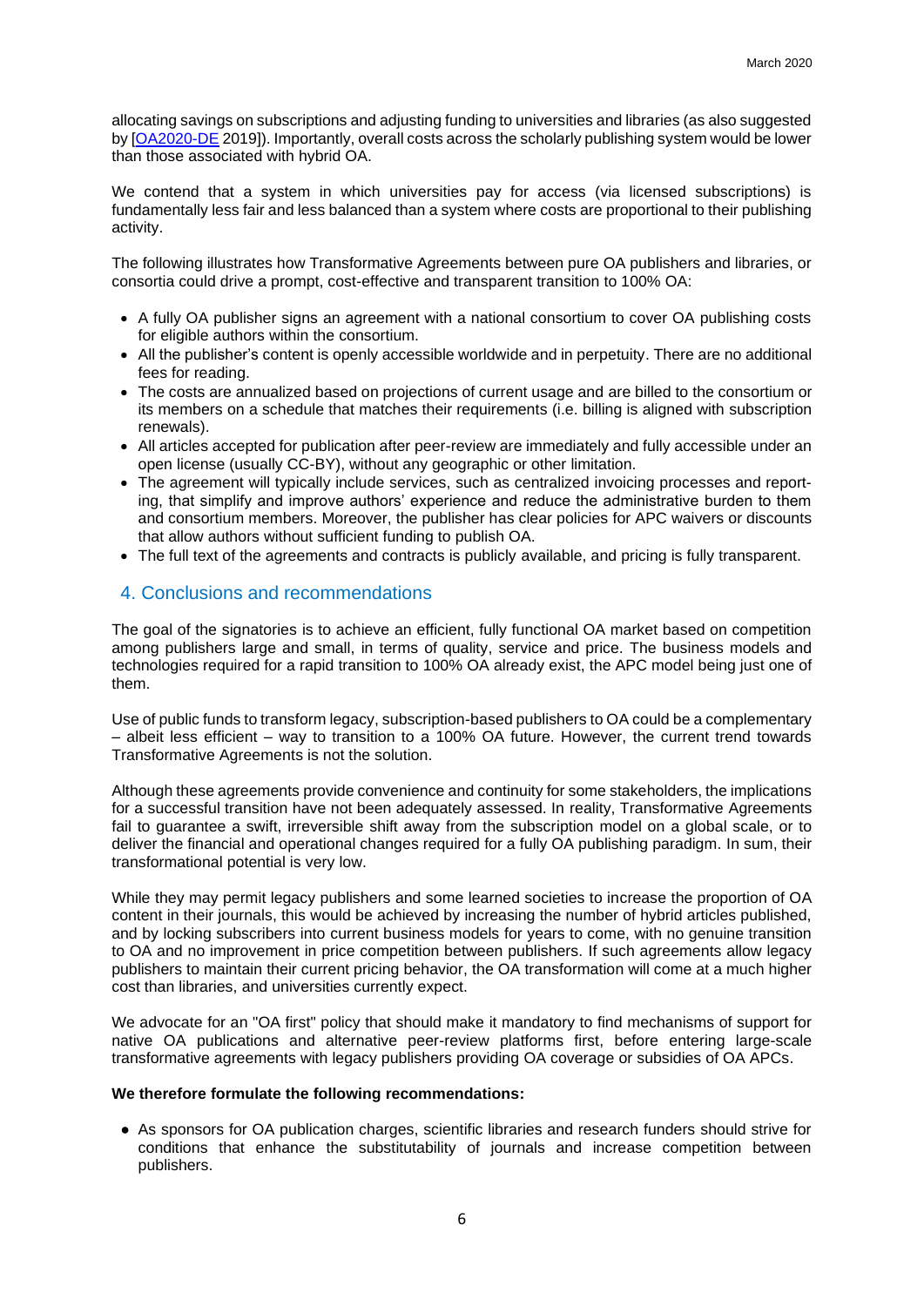allocating savings on subscriptions and adjusting funding to universities and libraries (as also suggested by [OA2020-DE 2019]). Importantly, overall costs across the scholarly publishing system would be lower than those associated with hybrid OA.

We contend that a system in which universities pay for access (via licensed subscriptions) is fundamentally less fair and less balanced than a system where costs are proportional to their publishing activity.

The following illustrates how Transformative Agreements between pure OA publishers and libraries, or consortia could drive a prompt, cost-effective and transparent transition to 100% OA:

- A fully OA publisher signs an agreement with a national consortium to cover OA publishing costs for eligible authors within the consortium.
- All the publisher's content is openly accessible worldwide and in perpetuity. There are no additional fees for reading.
- The costs are annualized based on projections of current usage and are billed to the consortium or its members on a schedule that matches their requirements (i.e. billing is aligned with subscription renewals).
- All articles accepted for publication after peer-review are immediately and fully accessible under an open license (usually CC-BY), without any geographic or other limitation.
- The agreement will typically include services, such as centralized invoicing processes and reporting, that simplify and improve authors' experience and reduce the administrative burden to them and consortium members. Moreover, the publisher has clear policies for APC waivers or discounts that allow authors without sufficient funding to publish OA.
- The full text of the agreements and contracts is publicly available, and pricing is fully transparent.

## 4. Conclusions and recommendations

The goal of the signatories is to achieve an efficient, fully functional OA market based on competition among publishers large and small, in terms of quality, service and price. The business models and technologies required for a rapid transition to 100% OA already exist, the APC model being just one of them.

Use of public funds to transform legacy, subscription-based publishers to OA could be a complementary – albeit less efficient – way to transition to a 100% OA future. However, the current trend towards Transformative Agreements is not the solution.

Although these agreements provide convenience and continuity for some stakeholders, the implications for a successful transition have not been adequately assessed. In reality, Transformative Agreements fail to guarantee a swift, irreversible shift away from the subscription model on a global scale, or to deliver the financial and operational changes required for a fully OA publishing paradigm. In sum, their transformational potential is very low.

While they may permit legacy publishers and some learned societies to increase the proportion of OA content in their journals, this would be achieved by increasing the number of hybrid articles published, and by locking subscribers into current business models for years to come, with no genuine transition to OA and no improvement in price competition between publishers. If such agreements allow legacy publishers to maintain their current pricing behavior, the OA transformation will come at a much higher cost than libraries, and universities currently expect.

We advocate for an "OA first" policy that should make it mandatory to find mechanisms of support for native OA publications and alternative peer-review platforms first, before entering large-scale transformative agreements with legacy publishers providing OA coverage or subsidies of OA APCs.

**We therefore formulate the following recommendations:**

- As sponsors for OA publication charges, scientific libraries and research funders should strive for conditions that enhance the substitutability of journals and increase competition between publishers.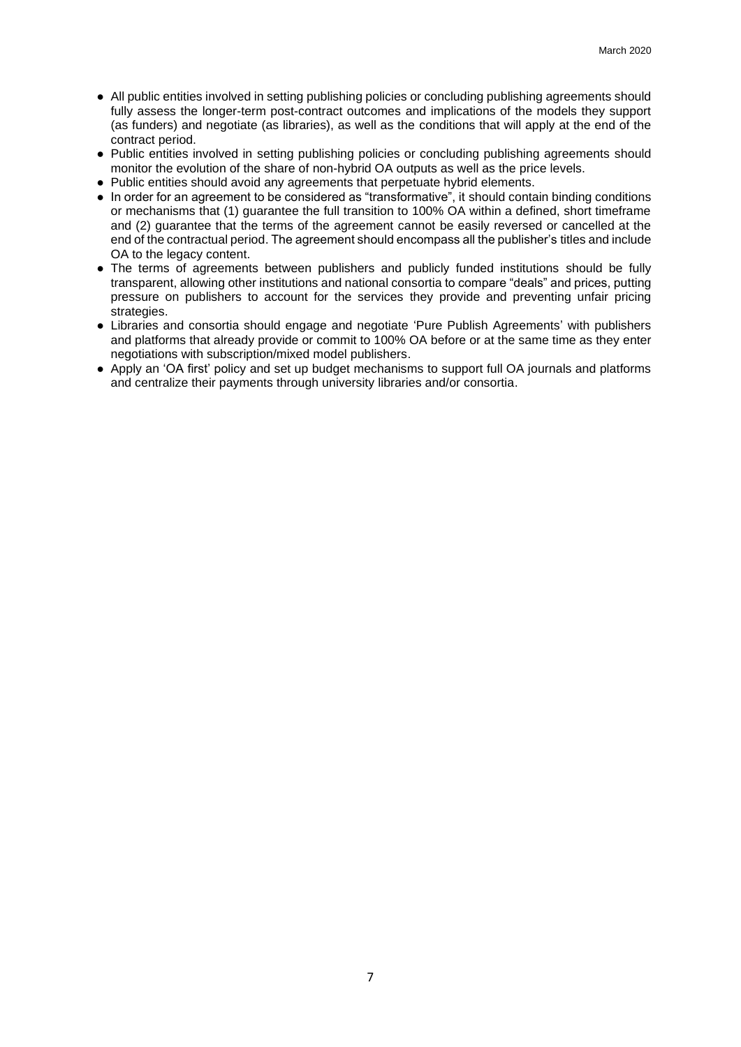- All public entities involved in setting publishing policies or concluding publishing agreements should fully assess the longer-term post-contract outcomes and implications of the models they support (as funders) and negotiate (as libraries), as well as the conditions that will apply at the end of the contract period.
- Public entities involved in setting publishing policies or concluding publishing agreements should monitor the evolution of the share of non-hybrid OA outputs as well as the price levels.
- Public entities should avoid any agreements that perpetuate hybrid elements.
- In order for an agreement to be considered as "transformative", it should contain binding conditions or mechanisms that (1) guarantee the full transition to 100% OA within a defined, short timeframe and (2) guarantee that the terms of the agreement cannot be easily reversed or cancelled at the end of the contractual period. The agreement should encompass all the publisher's titles and include OA to the legacy content.
- The terms of agreements between publishers and publicly funded institutions should be fully transparent, allowing other institutions and national consortia to compare "deals" and prices, putting pressure on publishers to account for the services they provide and preventing unfair pricing strategies.
- Libraries and consortia should engage and negotiate 'Pure Publish Agreements' with publishers and platforms that already provide or commit to 100% OA before or at the same time as they enter negotiations with subscription/mixed model publishers.
- Apply an 'OA first' policy and set up budget mechanisms to support full OA journals and platforms and centralize their payments through university libraries and/or consortia.